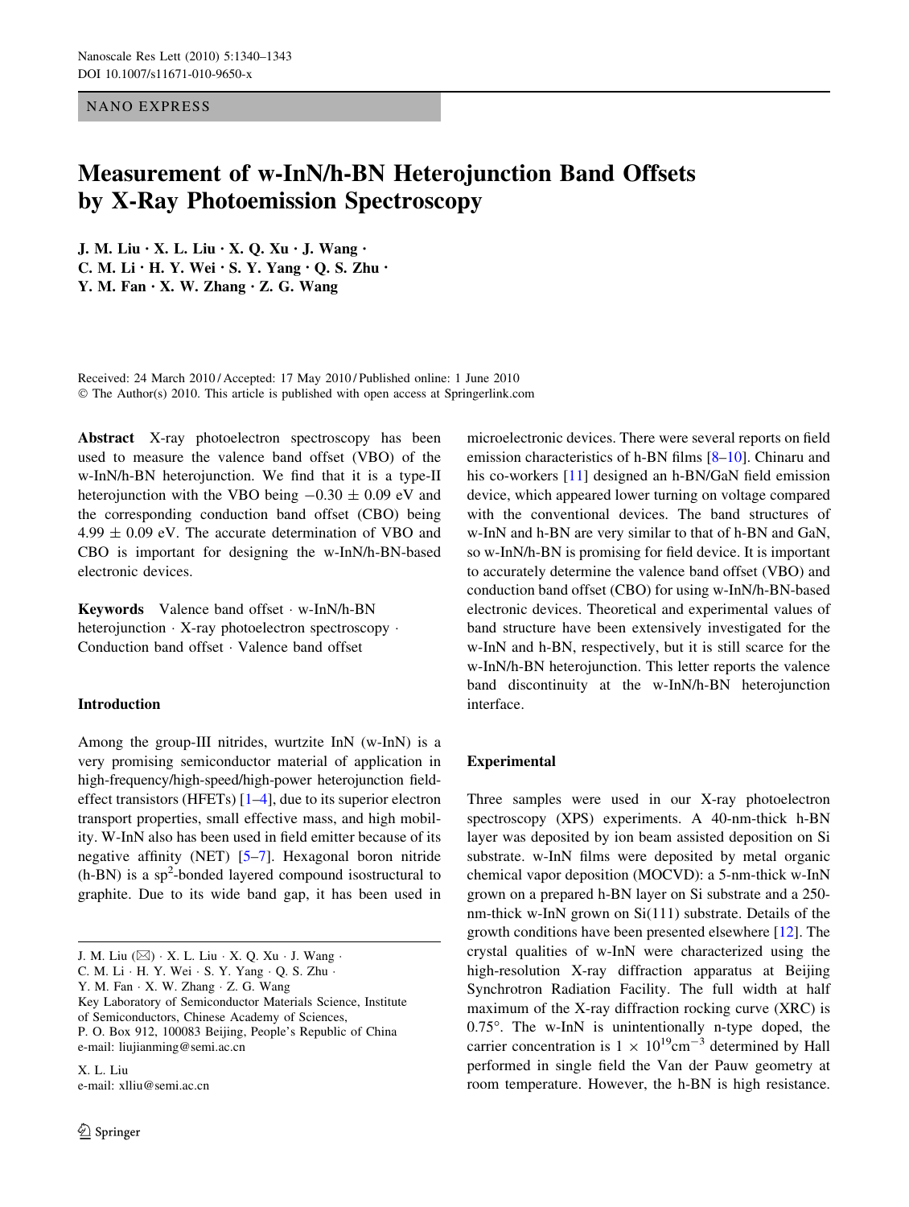NANO EXPRESS

# Measurement of w-InN/h-BN Heterojunction Band Offsets by X-Ray Photoemission Spectroscopy

J. M. Liu · X. L. Liu · X. Q. Xu · J. Wang · C. M. Li · H. Y. Wei · S. Y. Yang · Q. S. Zhu · Y. M. Fan · X. W. Zhang · Z. G. Wang

Received: 24 March 2010 / Accepted: 17 May 2010 / Published online: 1 June 2010
© The Author(s) 2010. This article is published with open access at Springerlink.com

**Abstract** X-ray photoelectron spectroscopy has been used to measure the valence band offset (VBO) of the w-InN/h-BN heterojunction. We find that it is a type-II heterojunction with the VBO being $-0.30 \pm 0.09$ eV and the corresponding conduction band offset (CBO) being $4.99 \pm 0.09$ eV. The accurate determination of VBO and CBO is important for designing the w-InN/h-BN-based electronic devices.

**Keywords** Valence band offset · w-InN/h-BN heterojunction · X-ray photoelectron spectroscopy · Conduction band offset · Valence band offset

## Introduction

Among the group-III nitrides, wurtzite InN (w-InN) is a very promising semiconductor material of application in high-frequency/high-speed/high-power heterojunction field-effect transistors (HFETs) [1–4], due to its superior electron transport properties, small effective mass, and high mobility. W-InN also has been used in field emitter because of its negative affinity (NET) [5–7]. Hexagonal boron nitride (h-BN) is a $sp^2$-bonded layered compound isostructural to graphite. Due to its wide band gap, it has been used in microelectronic devices. There were several reports on field emission characteristics of h-BN films [8–10]. Chinaru and his co-workers [11] designed an h-BN/GaN field emission device, which appeared lower turning on voltage compared with the conventional devices. The band structures of w-InN and h-BN are very similar to that of h-BN and GaN, so w-InN/h-BN is promising for field device. It is important to accurately determine the valence band offset (VBO) and conduction band offset (CBO) for using w-InN/h-BN-based electronic devices. Theoretical and experimental values of band structure have been extensively investigated for the w-InN and h-BN, respectively, but it is still scarce for the w-InN/h-BN heterojunction. This letter reports the valence band discontinuity at the w-InN/h-BN heterojunction interface.

## Experimental

Three samples were used in our X-ray photoelectron spectroscopy (XPS) experiments. A 40-nm-thick h-BN layer was deposited by ion beam assisted deposition on Si substrate. w-InN films were deposited by metal organic chemical vapor deposition (MOCVD): a 5-nm-thick w-InN grown on a prepared h-BN layer on Si substrate and a 250-nm-thick w-InN grown on Si(111) substrate. Details of the growth conditions have been presented elsewhere [12]. The crystal qualities of w-InN were characterized using the high-resolution X-ray diffraction apparatus at Beijing Synchrotron Radiation Facility. The full width at half maximum of the X-ray diffraction rocking curve (XRC) is 0.75°. The w-InN is unintentionally n-type doped, the carrier concentration is $1 \times 10^{19} \text{cm}^{-3}$ determined by Hall performed in single field the Van der Pauw geometry at room temperature. However, the h-BN is high resistance.

J. M. Liu (✉) · X. L. Liu · X. Q. Xu · J. Wang · C. M. Li · H. Y. Wei · S. Y. Yang · Q. S. Zhu · Y. M. Fan · X. W. Zhang · Z. G. Wang
Key Laboratory of Semiconductor Materials Science, Institute of Semiconductors, Chinese Academy of Sciences, P. O. Box 912, 100083 Beijing, People's Republic of China
e-mail: liujianming@semi.ac.cn

X. L. Liu
e-mail: xlliu@semi.ac.cn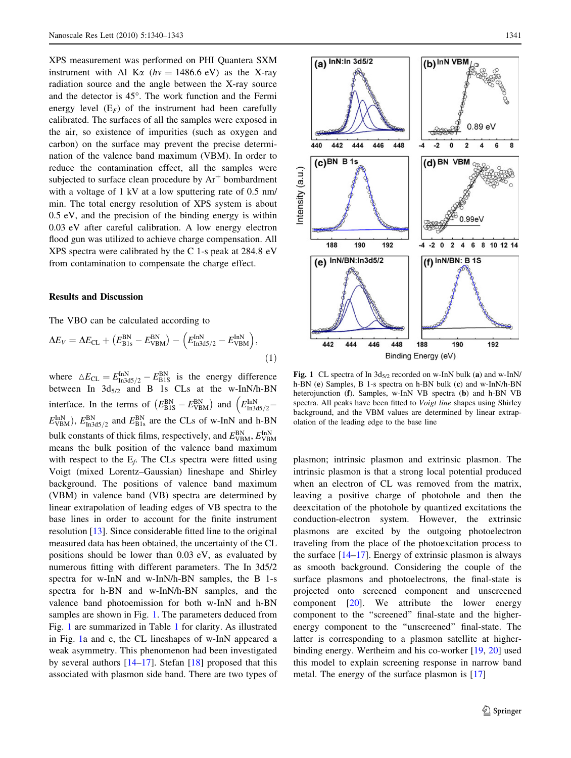XPS measurement was performed on PHI Quantera SXM instrument with Al Kα ($h\nu = 1486.6$ eV) as the X-ray radiation source and the angle between the X-ray source and the detector is 45°. The work function and the Fermi energy level ($E_F$) of the instrument had been carefully calibrated. The surfaces of all the samples were exposed in the air, so existence of impurities (such as oxygen and carbon) on the surface may prevent the precise determination of the valence band maximum (VBM). In order to reduce the contamination effect, all the samples were subjected to surface clean procedure by $Ar^+$ bombardment with a voltage of 1 kV at a low sputtering rate of 0.5 nm/min. The total energy resolution of XPS system is about 0.5 eV, and the precision of the binding energy is within 0.03 eV after careful calibration. A low energy electron flood gun was utilized to achieve charge compensation. All XPS spectra were calibrated by the C 1-s peak at 284.8 eV from contamination to compensate the charge effect.

## Results and Discussion

The VBO can be calculated according to

$$\Delta E_V = \Delta E_{CL} + \left(E_{B1s}^{BN} - E_{VBM}^{BN}\right) - \left(E_{In3d5/2}^{InN} - E_{VBM}^{InN}\right), \tag{1}$$

where $\triangle E_{CL} = E_{In3d5/2}^{InN} - E_{B1S}^{BN}$ is the energy difference between In $3d_{5/2}$ and B 1s CLs at the w-InN/h-BN interface. In the terms of $\left(E_{B1S}^{BN} - E_{VBM}^{BN}\right)$ and $\left(E_{In3d5/2}^{InN} - E_{VBM}^{InN}\right)$, $E_{In3d5/2}^{BN}$ and $E_{B1s}^{BN}$ are the CLs of w-InN and h-BN bulk constants of thick films, respectively, and $E_{VBM}^{BN}$, $E_{VBM}^{InN}$ means the bulk position of the valence band maximum with respect to the $E_f$. The CLs spectra were fitted using Voigt (mixed Lorentz–Gaussian) lineshape and Shirley background. The positions of valence band maximum (VBM) in valence band (VB) spectra are determined by linear extrapolation of leading edges of VB spectra to the base lines in order to account for the finite instrument resolution [13]. Since considerable fitted line to the original measured data has been obtained, the uncertainty of the CL positions should be lower than 0.03 eV, as evaluated by numerous fitting with different parameters. The In 3d5/2 spectra for w-InN and w-InN/h-BN samples, the B 1-s spectra for h-BN and w-InN/h-BN samples, and the valence band photoemission for both w-InN and h-BN samples are shown in Fig. 1. The parameters deduced from Fig. 1 are summarized in Table 1 for clarity. As illustrated in Fig. 1a and e, the CL lineshapes of w-InN appeared a weak asymmetry. This phenomenon had been investigated by several authors [14–17]. Stefan [18] proposed that this associated with plasmon side band. There are two types of plasmon; intrinsic plasmon and extrinsic plasmon. The intrinsic plasmon is that a strong local potential produced when an electron of CL was removed from the matrix, leaving a positive charge of photohole and then the deexcitation of the photohole by quantized excitations the conduction-electron system. However, the extrinsic plasmons are excited by the outgoing photoelectron traveling from the place of the photoexcitation process to the surface [14–17]. Energy of extrinsic plasmon is always as smooth background. Considering the couple of the surface plasmons and photoelectrons, the final-state is projected onto screened component and unscreened component [20]. We attribute the lower energy component to the "screened" final-state and the higher-energy component to the "unscreened" final-state. The latter is corresponding to a plasmon satellite at higher-binding energy. Wertheim and his co-worker [19, 20] used this model to explain screening response in narrow band metal. The energy of the surface plasmon is [17]

**Fig. 1** CL spectra of In $3d_{5/2}$ recorded on w-InN bulk (**a**) and w-InN/h-BN (**e**) Samples, B 1-s spectra on h-BN bulk (**c**) and w-InN/h-BN heterojunction (**f**). Samples, w-InN VB spectra (**b**) and h-BN VB spectra. All peaks have been fitted to *Voigt line* shapes using Shirley background, and the VBM values are determined by linear extrapolation of the leading edge to the base line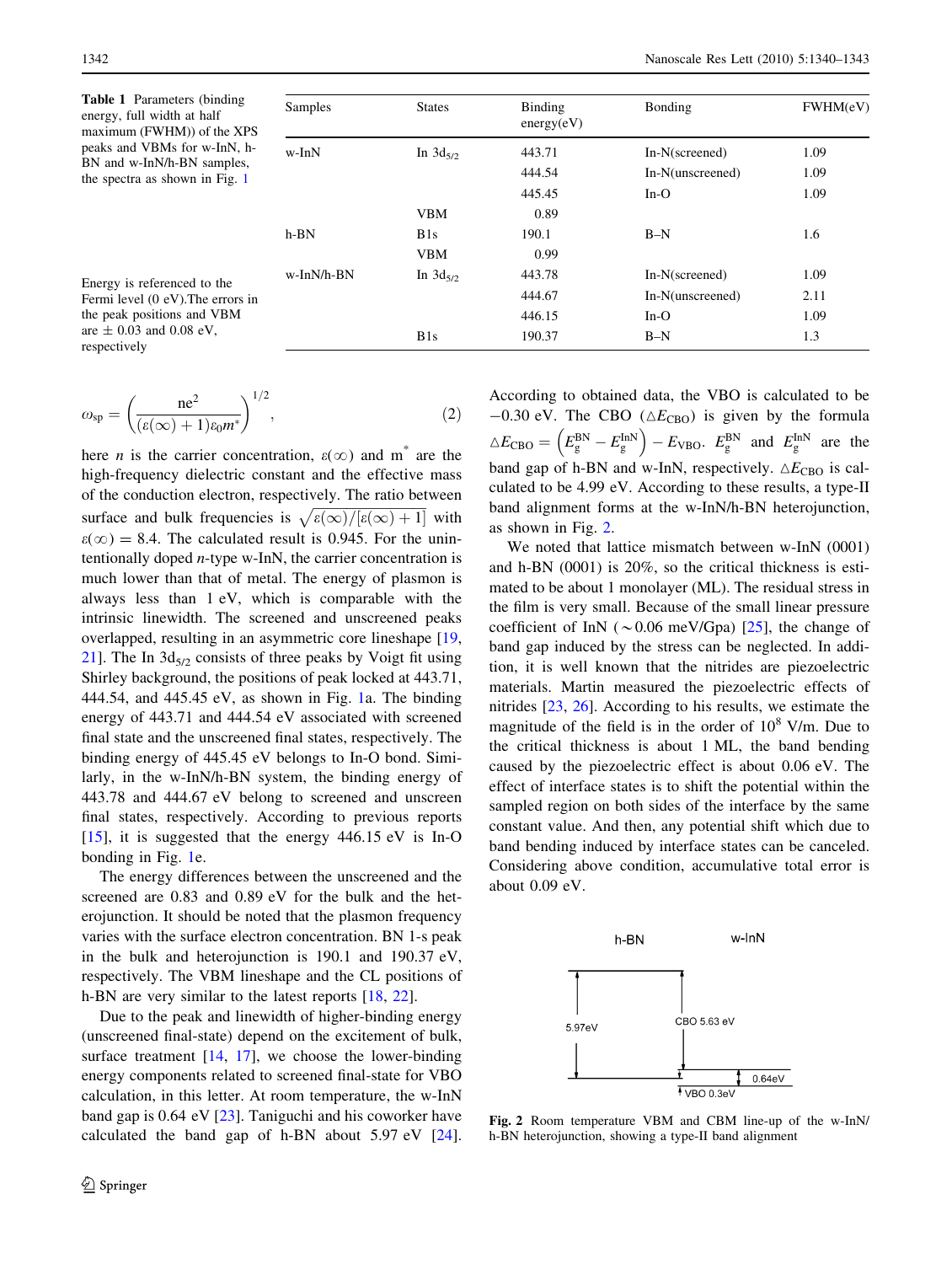**Table 1** Parameters (binding energy, full width at half maximum (FWHM)) of the XPS peaks and VBMs for w-InN, h-BN and w-InN/h-BN samples, the spectra as shown in Fig. 1

| Samples | States | Binding energy(eV) | Bonding | FWHM(eV) |
|---|---|---|---|---|
| w-InN | In $3d_{5/2}$ | 443.71 | In-N(screened) | 1.09 |
| | | 444.54 | In-N(unscreened) | 1.09 |
| | | 445.45 | In-O | 1.09 |
| | VBM | 0.89 | | |
| h-BN | B1s | 190.1 | B–N | 1.6 |
| | VBM | 0.99 | | |
| w-InN/h-BN | In $3d_{5/2}$ | 443.78 | In-N(screened) | 1.09 |
| | | 444.67 | In-N(unscreened) | 2.11 |
| | | 446.15 | In-O | 1.09 |
| | B1s | 190.37 | B–N | 1.3 |

Energy is referenced to the Fermi level (0 eV).The errors in the peak positions and VBM are ± 0.03 and 0.08 eV, respectively

$$\omega_{sp} = \left(\frac{ne^2}{(\varepsilon(\infty)+1)\varepsilon_0 m^*}\right)^{1/2}, \tag{2}$$

here $n$ is the carrier concentration, $\varepsilon(\infty)$ and $m^*$ are the high-frequency dielectric constant and the effective mass of the conduction electron, respectively. The ratio between surface and bulk frequencies is $\sqrt{\varepsilon(\infty)/[\varepsilon(\infty)+1]}$ with $\varepsilon(\infty) = 8.4$. The calculated result is 0.945. For the unintentionally doped $n$-type w-InN, the carrier concentration is much lower than that of metal. The energy of plasmon is always less than 1 eV, which is comparable with the intrinsic linewidth. The screened and unscreened peaks overlapped, resulting in an asymmetric core lineshape [19, 21]. The In $3d_{5/2}$ consists of three peaks by Voigt fit using Shirley background, the positions of peak locked at 443.71, 444.54, and 445.45 eV, as shown in Fig. 1a. The binding energy of 443.71 and 444.54 eV associated with screened final state and the unscreened final states, respectively. The binding energy of 445.45 eV belongs to In-O bond. Similarly, in the w-InN/h-BN system, the binding energy of 443.78 and 444.67 eV belong to screened and unscreen final states, respectively. According to previous reports [15], it is suggested that the energy 446.15 eV is In-O bonding in Fig. 1e.

The energy differences between the unscreened and the screened are 0.83 and 0.89 eV for the bulk and the heterojunction. It should be noted that the plasmon frequency varies with the surface electron concentration. BN 1-s peak in the bulk and heterojunction is 190.1 and 190.37 eV, respectively. The VBM lineshape and the CL positions of h-BN are very similar to the latest reports [18, 22].

Due to the peak and linewidth of higher-binding energy (unscreened final-state) depend on the excitement of bulk, surface treatment [14, 17], we choose the lower-binding energy components related to screened final-state for VBO calculation, in this letter. At room temperature, the w-InN band gap is 0.64 eV [23]. Taniguchi and his coworker have calculated the band gap of h-BN about 5.97 eV [24]. According to obtained data, the VBO is calculated to be −0.30 eV. The CBO ($\triangle E_{CBO}$) is given by the formula $\triangle E_{CBO} = \left(E_g^{BN} - E_g^{InN}\right) - E_{VBO}$. $E_g^{BN}$ and $E_g^{InN}$ are the band gap of h-BN and w-InN, respectively. $\triangle E_{CBO}$ is calculated to be 4.99 eV. According to these results, a type-II band alignment forms at the w-InN/h-BN heterojunction, as shown in Fig. 2.

We noted that lattice mismatch between w-InN (0001) and h-BN (0001) is 20%, so the critical thickness is estimated to be about 1 monolayer (ML). The residual stress in the film is very small. Because of the small linear pressure coefficient of InN (~0.06 meV/Gpa) [25], the change of band gap induced by the stress can be neglected. In addition, it is well known that the nitrides are piezoelectric materials. Martin measured the piezoelectric effects of nitrides [23, 26]. According to his results, we estimate the magnitude of the field is in the order of $10^8$ V/m. Due to the critical thickness is about 1 ML, the band bending caused by the piezoelectric effect is about 0.06 eV. The effect of interface states is to shift the potential within the sampled region on both sides of the interface by the same constant value. And then, any potential shift which due to band bending induced by interface states can be canceled. Considering above condition, accumulative total error is about 0.09 eV.

**Fig. 2** Room temperature VBM and CBM line-up of the w-InN/h-BN heterojunction, showing a type-II band alignment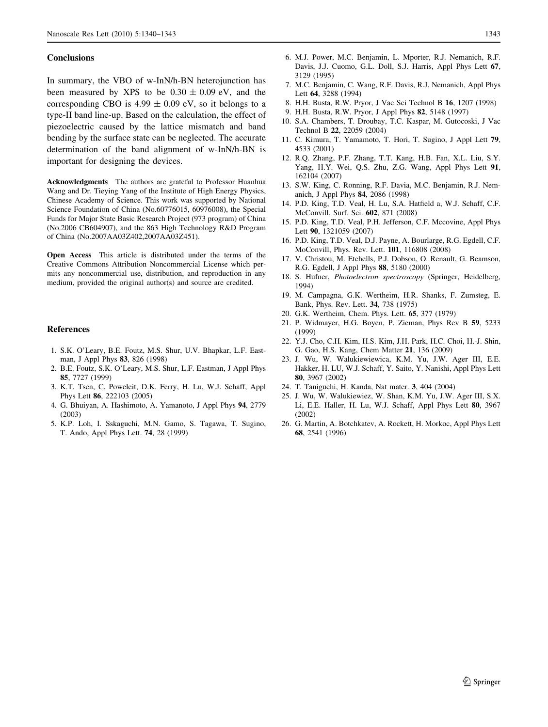## Conclusions

In summary, the VBO of w-InN/h-BN heterojunction has been measured by XPS to be $0.30 \pm 0.09$ eV, and the corresponding CBO is $4.99 \pm 0.09$ eV, so it belongs to a type-II band line-up. Based on the calculation, the effect of piezoelectric caused by the lattice mismatch and band bending by the surface state can be neglected. The accurate determination of the band alignment of w-InN/h-BN is important for designing the devices.

**Acknowledgments** The authors are grateful to Professor Huanhua Wang and Dr. Tieying Yang of the Institute of High Energy Physics, Chinese Academy of Science. This work was supported by National Science Foundation of China (No.60776015, 60976008), the Special Funds for Major State Basic Research Project (973 program) of China (No.2006 CB604907), and the 863 High Technology R&D Program of China (No.2007AA03Z402,2007AA03Z451).

**Open Access** This article is distributed under the terms of the Creative Commons Attribution Noncommercial License which permits any noncommercial use, distribution, and reproduction in any medium, provided the original author(s) and source are credited.

## References

1. S.K. O'Leary, B.E. Foutz, M.S. Shur, U.V. Bhapkar, L.F. Eastman, J Appl Phys **83**, 826 (1998)
2. B.E. Foutz, S.K. O'Leary, M.S. Shur, L.F. Eastman, J Appl Phys **85**, 7727 (1999)
3. K.T. Tsen, C. Poweleit, D.K. Ferry, H. Lu, W.J. Schaff, Appl Phys Lett **86**, 222103 (2005)
4. G. Bhuiyan, A. Hashimoto, A. Yamanoto, J Appl Phys **94**, 2779 (2003)
5. K.P. Loh, I. Sskaguchi, M.N. Gamo, S. Tagawa, T. Sugino, T. Ando, Appl Phys Lett. **74**, 28 (1999)
6. M.J. Power, M.C. Benjamin, L. Mporter, R.J. Nemanich, R.F. Davis, J.J. Cuomo, G.L. Doll, S.J. Harris, Appl Phys Lett **67**, 3129 (1995)
7. M.C. Benjamin, C. Wang, R.F. Davis, R.J. Nemanich, Appl Phys Lett **64**, 3288 (1994)
8. H.H. Busta, R.W. Pryor, J Vac Sci Technol B **16**, 1207 (1998)
9. H.H. Busta, R.W. Pryor, J Appl Phys **82**, 5148 (1997)
10. S.A. Chambers, T. Droubay, T.C. Kaspar, M. Gutocoski, J Vac Technol B **22**, 22059 (2004)
11. C. Kimura, T. Yamamoto, T. Hori, T. Sugino, J Appl Lett **79**, 4533 (2001)
12. R.Q. Zhang, P.F. Zhang, T.T. Kang, H.B. Fan, X.L. Liu, S.Y. Yang, H.Y. Wei, Q.S. Zhu, Z.G. Wang, Appl Phys Lett **91**, 162104 (2007)
13. S.W. King, C. Ronning, R.F. Davia, M.C. Benjamin, R.J. Nemanich, J Appl Phys **84**, 2086 (1998)
14. P.D. King, T.D. Veal, H. Lu, S.A. Hatfield a, W.J. Schaff, C.F. McConvill, Surf. Sci. **602**, 871 (2008)
15. P.D. King, T.D. Veal, P.H. Jefferson, C.F. Mccovine, Appl Phys Lett **90**, 1321059 (2007)
16. P.D. King, T.D. Veal, D.J. Payne, A. Bourlarge, R.G. Egdell, C.F. MoConvill, Phys. Rev. Lett. **101**, 116808 (2008)
17. V. Christou, M. Etchells, P.J. Dobson, O. Renault, G. Beamson, R.G. Egdell, J Appl Phys **88**, 5180 (2000)
18. S. Hufner, *Photoelectron spectroscopy* (Springer, Heidelberg, 1994)
19. M. Campagna, G.K. Wertheim, H.R. Shanks, F. Zumsteg, E. Bank, Phys. Rev. Lett. **34**, 738 (1975)
20. G.K. Wertheim, Chem. Phys. Lett. **65**, 377 (1979)
21. P. Widmayer, H.G. Boyen, P. Zieman, Phys Rev B **59**, 5233 (1999)
22. Y.J. Cho, C.H. Kim, H.S. Kim, J.H. Park, H.C. Choi, H.-J. Shin, G. Gao, H.S. Kang, Chem Matter **21**, 136 (2009)
23. J. Wu, W. Walukiewiewica, K.M. Yu, J.W. Ager III, E.E. Hakker, H. LU, W.J. Schaff, Y. Saito, Y. Nanishi, Appl Phys Lett **80**, 3967 (2002)
24. T. Taniguchi, H. Kanda, Nat mater. **3**, 404 (2004)
25. J. Wu, W. Walukiewiez, W. Shan, K.M. Yu, J.W. Ager III, S.X. Li, E.E. Haller, H. Lu, W.J. Schaff, Appl Phys Lett **80**, 3967 (2002)
26. G. Martin, A. Botchkatev, A. Rockett, H. Morkoc, Appl Phys Lett **68**, 2541 (1996)